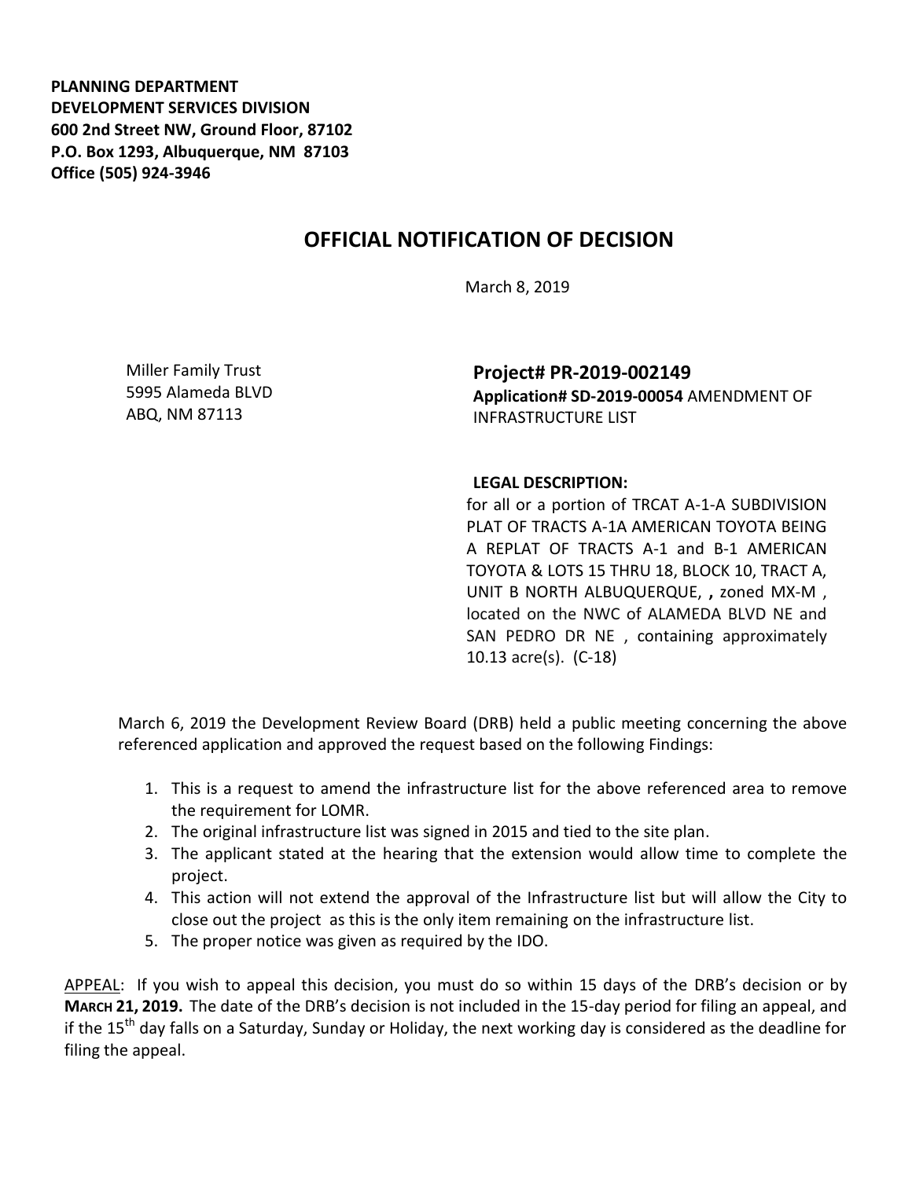**PLANNING DEPARTMENT**
**DEVELOPMENT SERVICES DIVISION**
**600 2nd Street NW, Ground Floor, 87102**
**P.O. Box 1293, Albuquerque, NM 87103**
**Office (505) 924-3946**

# OFFICIAL NOTIFICATION OF DECISION

March 8, 2019

Miller Family Trust
5995 Alameda BLVD
ABQ, NM 87113

**Project# PR-2019-002149**
**Application# SD-2019-00054** AMENDMENT OF INFRASTRUCTURE LIST

**LEGAL DESCRIPTION:**
for all or a portion of TRCAT A-1-A SUBDIVISION PLAT OF TRACTS A-1A AMERICAN TOYOTA BEING A REPLAT OF TRACTS A-1 and B-1 AMERICAN TOYOTA & LOTS 15 THRU 18, BLOCK 10, TRACT A, UNIT B NORTH ALBUQUERQUE, **,** zoned MX-M , located on the NWC of ALAMEDA BLVD NE and SAN PEDRO DR NE , containing approximately 10.13 acre(s). (C-18)

March 6, 2019 the Development Review Board (DRB) held a public meeting concerning the above referenced application and approved the request based on the following Findings:

1. This is a request to amend the infrastructure list for the above referenced area to remove the requirement for LOMR.
2. The original infrastructure list was signed in 2015 and tied to the site plan.
3. The applicant stated at the hearing that the extension would allow time to complete the project.
4. This action will not extend the approval of the Infrastructure list but will allow the City to close out the project as this is the only item remaining on the infrastructure list.
5. The proper notice was given as required by the IDO.

APPEAL: If you wish to appeal this decision, you must do so within 15 days of the DRB's decision or by **MARCH 21, 2019.** The date of the DRB's decision is not included in the 15-day period for filing an appeal, and if the 15th day falls on a Saturday, Sunday or Holiday, the next working day is considered as the deadline for filing the appeal.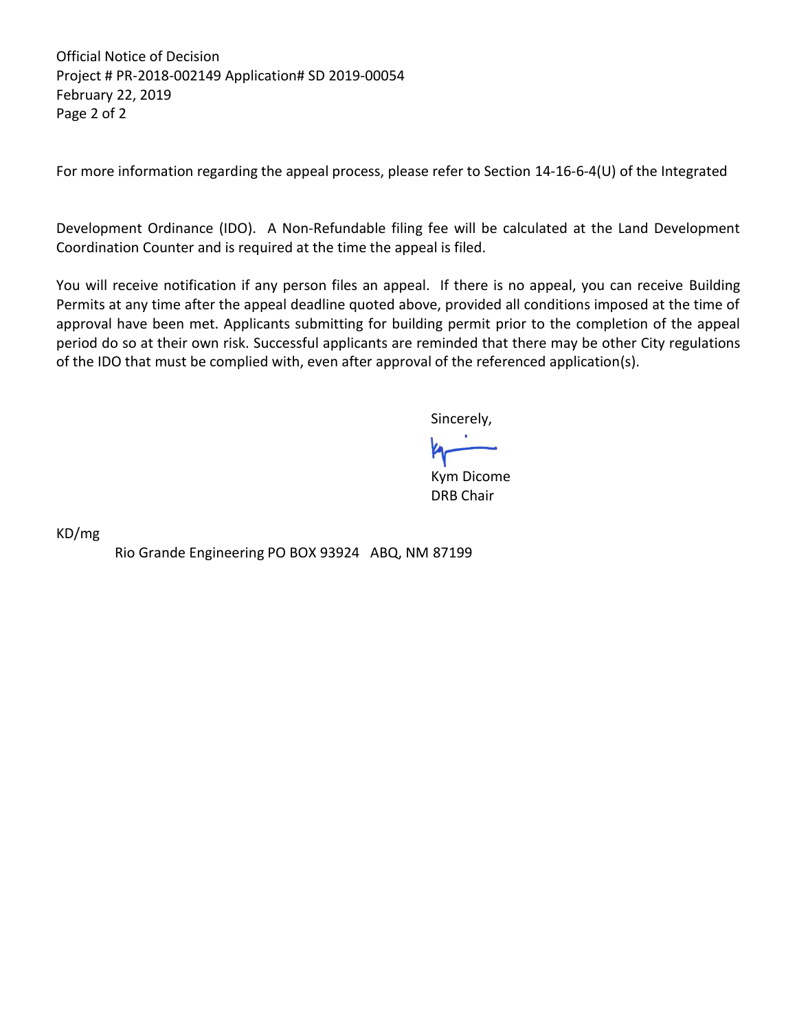For more information regarding the appeal process, please refer to Section 14-16-6-4(U) of the Integrated

Development Ordinance (IDO). A Non-Refundable filing fee will be calculated at the Land Development Coordination Counter and is required at the time the appeal is filed.

You will receive notification if any person files an appeal. If there is no appeal, you can receive Building Permits at any time after the appeal deadline quoted above, provided all conditions imposed at the time of approval have been met. Applicants submitting for building permit prior to the completion of the appeal period do so at their own risk. Successful applicants are reminded that there may be other City regulations of the IDO that must be complied with, even after approval of the referenced application(s).

Sincerely,

Kym Dicome
DRB Chair

KD/mg

Rio Grande Engineering PO BOX 93924 ABQ, NM 87199